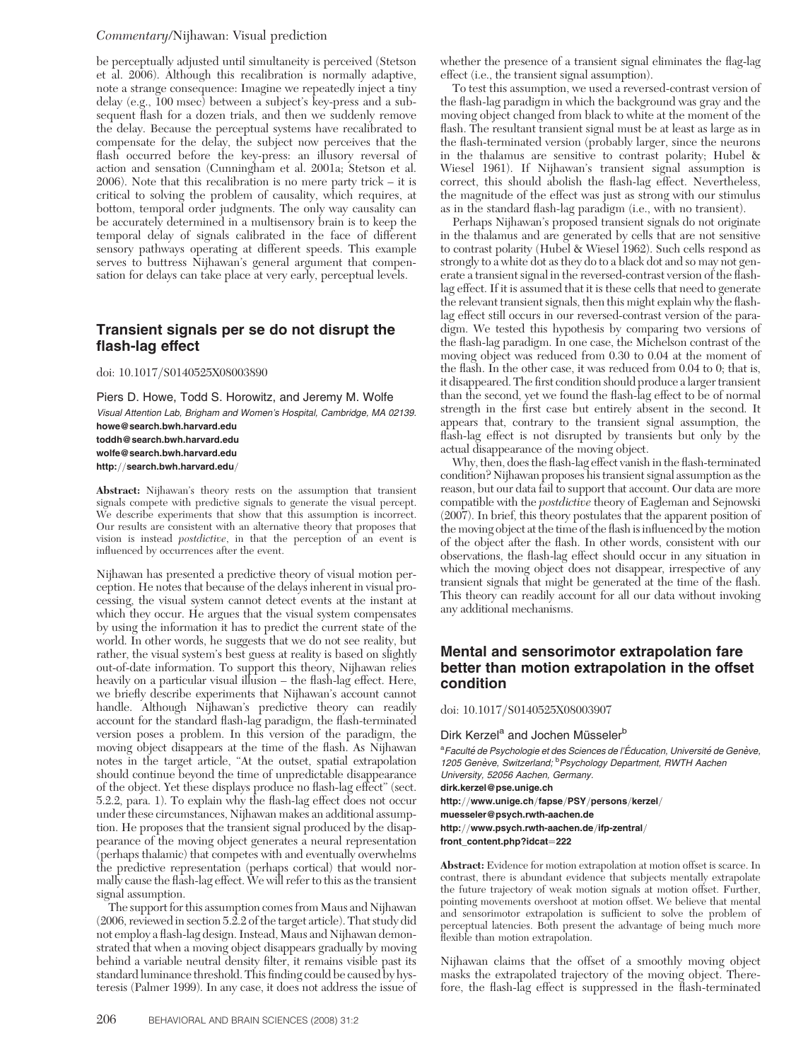be perceptually adjusted until simultaneity is perceived (Stetson et al. 2006). Although this recalibration is normally adaptive, note a strange consequence: Imagine we repeatedly inject a tiny delay (e.g., 100 msec) between a subject's key-press and a subsequent flash for a dozen trials, and then we suddenly remove the delay. Because the perceptual systems have recalibrated to compensate for the delay, the subject now perceives that the flash occurred before the key-press: an illusory reversal of action and sensation (Cunningham et al. 2001a; Stetson et al. 2006). Note that this recalibration is no mere party trick – it is critical to solving the problem of causality, which requires, at bottom, temporal order judgments. The only way causality can be accurately determined in a multisensory brain is to keep the temporal delay of signals calibrated in the face of different sensory pathways operating at different speeds. This example serves to buttress Nijhawan's general argument that compensation for delays can take place at very early, perceptual levels.

## Transient signals per se do not disrupt the flash-lag effect

doi: 10.1017/S0140525X08003890

Piers D. Howe, Todd S. Horowitz, and Jeremy M. Wolfe

*Visual Attention Lab, Brigham and Women's Hospital, Cambridge, MA 02139.*
**howe@search.bwh.harvard.edu**
**toddh@search.bwh.harvard.edu**
**wolfe@search.bwh.harvard.edu**
**http://search.bwh.harvard.edu/**

**Abstract:** Nijhawan's theory rests on the assumption that transient signals compete with predictive signals to generate the visual percept. We describe experiments that show that this assumption is incorrect. Our results are consistent with an alternative theory that proposes that vision is instead *postdictive*, in that the perception of an event is influenced by occurrences after the event.

Nijhawan has presented a predictive theory of visual motion perception. He notes that because of the delays inherent in visual processing, the visual system cannot detect events at the instant at which they occur. He argues that the visual system compensates by using the information it has to predict the current state of the world. In other words, he suggests that we do not see reality, but rather, the visual system's best guess at reality is based on slightly out-of-date information. To support this theory, Nijhawan relies heavily on a particular visual illusion – the flash-lag effect. Here, we briefly describe experiments that Nijhawan's account cannot handle. Although Nijhawan's predictive theory can readily account for the standard flash-lag paradigm, the flash-terminated version poses a problem. In this version of the paradigm, the moving object disappears at the time of the flash. As Nijhawan notes in the target article, "At the outset, spatial extrapolation should continue beyond the time of unpredictable disappearance of the object. Yet these displays produce no flash-lag effect" (sect. 5.2.2, para. 1). To explain why the flash-lag effect does not occur under these circumstances, Nijhawan makes an additional assumption. He proposes that the transient signal produced by the disappearance of the moving object generates a neural representation (perhaps thalamic) that competes with and eventually overwhelms the predictive representation (perhaps cortical) that would normally cause the flash-lag effect. We will refer to this as the transient signal assumption.

The support for this assumption comes from Maus and Nijhawan (2006, reviewed in section 5.2.2 of the target article). That study did not employ a flash-lag design. Instead, Maus and Nijhawan demonstrated that when a moving object disappears gradually by moving behind a variable neutral density filter, it remains visible past its standard luminance threshold. This finding could be caused by hysteresis (Palmer 1999). In any case, it does not address the issue of whether the presence of a transient signal eliminates the flag-lag effect (i.e., the transient signal assumption).

To test this assumption, we used a reversed-contrast version of the flash-lag paradigm in which the background was gray and the moving object changed from black to white at the moment of the flash. The resultant transient signal must be at least as large as in the flash-terminated version (probably larger, since the neurons in the thalamus are sensitive to contrast polarity; Hubel & Wiesel 1961). If Nijhawan's transient signal assumption is correct, this should abolish the flash-lag effect. Nevertheless, the magnitude of the effect was just as strong with our stimulus as in the standard flash-lag paradigm (i.e., with no transient).

Perhaps Nijhawan's proposed transient signals do not originate in the thalamus and are generated by cells that are not sensitive to contrast polarity (Hubel & Wiesel 1962). Such cells respond as strongly to a white dot as they do to a black dot and so may not generate a transient signal in the reversed-contrast version of the flash-lag effect. If it is assumed that it is these cells that need to generate the relevant transient signals, then this might explain why the flash-lag effect still occurs in our reversed-contrast version of the paradigm. We tested this hypothesis by comparing two versions of the flash-lag paradigm. In one case, the Michelson contrast of the moving object was reduced from 0.30 to 0.04 at the moment of the flash. In the other case, it was reduced from 0.04 to 0; that is, it disappeared. The first condition should produce a larger transient than the second, yet we found the flash-lag effect to be of normal strength in the first case but entirely absent in the second. It appears that, contrary to the transient signal assumption, the flash-lag effect is not disrupted by transients but only by the actual disappearance of the moving object.

Why, then, does the flash-lag effect vanish in the flash-terminated condition? Nijhawan proposes his transient signal assumption as the reason, but our data fail to support that account. Our data are more compatible with the *postdictive* theory of Eagleman and Sejnowski (2007). In brief, this theory postulates that the apparent position of the moving object at the time of the flash is influenced by the motion of the object after the flash. In other words, consistent with our observations, the flash-lag effect should occur in any situation in which the moving object does not disappear, irrespective of any transient signals that might be generated at the time of the flash. This theory can readily account for all our data without invoking any additional mechanisms.

## Mental and sensorimotor extrapolation fare better than motion extrapolation in the offset condition

doi: 10.1017/S0140525X08003907

Dirk Kerzel[a] and Jochen Müsseler[b]

[a]*Faculté de Psychologie et des Sciences de l'Éducation, Université de Genève, 1205 Genève, Switzerland;* [b]*Psychology Department, RWTH Aachen University, 52056 Aachen, Germany.*
**dirk.kerzel@pse.unige.ch**
**http://www.unige.ch/fapse/PSY/persons/kerzel/**
**muesseler@psych.rwth-aachen.de**
**http://www.psych.rwth-aachen.de/ifp-zentral/front_content.php?idcat=222**

**Abstract:** Evidence for motion extrapolation at motion offset is scarce. In contrast, there is abundant evidence that subjects mentally extrapolate the future trajectory of weak motion signals at motion offset. Further, pointing movements overshoot at motion offset. We believe that mental and sensorimotor extrapolation is sufficient to solve the problem of perceptual latencies. Both present the advantage of being much more flexible than motion extrapolation.

Nijhawan claims that the offset of a smoothly moving object masks the extrapolated trajectory of the moving object. Therefore, the flash-lag effect is suppressed in the flash-terminated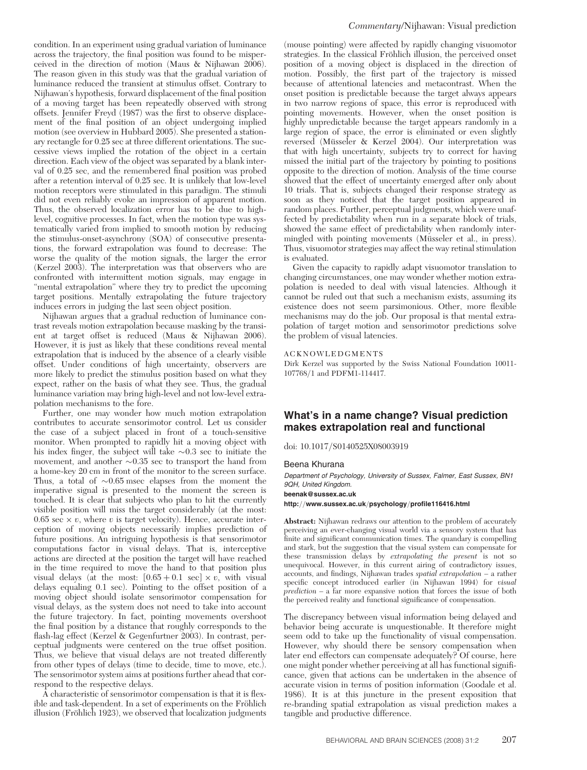condition. In an experiment using gradual variation of luminance across the trajectory, the final position was found to be misperceived in the direction of motion (Maus & Nijhawan 2006). The reason given in this study was that the gradual variation of luminance reduced the transient at stimulus offset. Contrary to Nijhawan's hypothesis, forward displacement of the final position of a moving target has been repeatedly observed with strong offsets. Jennifer Freyd (1987) was the first to observe displacement of the final position of an object undergoing implied motion (see overview in Hubbard 2005). She presented a stationary rectangle for 0.25 sec at three different orientations. The successive views implied the rotation of the object in a certain direction. Each view of the object was separated by a blank interval of 0.25 sec, and the remembered final position was probed after a retention interval of 0.25 sec. It is unlikely that low-level motion receptors were stimulated in this paradigm. The stimuli did not even reliably evoke an impression of apparent motion. Thus, the observed localization error has to be due to high-level, cognitive processes. In fact, when the motion type was systematically varied from implied to smooth motion by reducing the stimulus-onset-asynchrony (SOA) of consecutive presentations, the forward extrapolation was found to decrease: The worse the quality of the motion signals, the larger the error (Kerzel 2003). The interpretation was that observers who are confronted with intermittent motion signals, may engage in "mental extrapolation" where they try to predict the upcoming target positions. Mentally extrapolating the future trajectory induces errors in judging the last seen object position.

Nijhawan argues that a gradual reduction of luminance contrast reveals motion extrapolation because masking by the transient at target offset is reduced (Maus & Nijhawan 2006). However, it is just as likely that these conditions reveal mental extrapolation that is induced by the absence of a clearly visible offset. Under conditions of high uncertainty, observers are more likely to predict the stimulus position based on what they expect, rather on the basis of what they see. Thus, the gradual luminance variation may bring high-level and not low-level extrapolation mechanisms to the fore.

Further, one may wonder how much motion extrapolation contributes to accurate sensorimotor control. Let us consider the case of a subject placed in front of a touch-sensitive monitor. When prompted to rapidly hit a moving object with his index finger, the subject will take ~0.3 sec to initiate the movement, and another ~0.35 sec to transport the hand from a home-key 20 cm in front of the monitor to the screen surface. Thus, a total of ~0.65 msec elapses from the moment the imperative signal is presented to the moment the screen is touched. It is clear that subjects who plan to hit the currently visible position will miss the target considerably (at the most: 0.65 sec $\times$ $v$, where $v$ is target velocity). Hence, accurate interception of moving objects necessarily implies prediction of future positions. An intriguing hypothesis is that sensorimotor computations factor in visual delays. That is, interceptive actions are directed at the position the target will have reached in the time required to move the hand to that position plus visual delays (at the most: $[0.65 + 0.1 \text{ sec}] \times v$, with visual delays equaling 0.1 sec). Pointing to the offset position of a moving object should isolate sensorimotor compensation for visual delays, as the system does not need to take into account the future trajectory. In fact, pointing movements overshoot the final position by a distance that roughly corresponds to the flash-lag effect (Kerzel & Gegenfurtner 2003). In contrast, perceptual judgments were centered on the true offset position. Thus, we believe that visual delays are not treated differently from other types of delays (time to decide, time to move, etc.). The sensorimotor system aims at positions further ahead that correspond to the respective delays.

A characteristic of sensorimotor compensation is that it is flexible and task-dependent. In a set of experiments on the Fröhlich illusion (Fröhlich 1923), we observed that localization judgments (mouse pointing) were affected by rapidly changing visuomotor strategies. In the classical Fröhlich illusion, the perceived onset position of a moving object is displaced in the direction of motion. Possibly, the first part of the trajectory is missed because of attentional latencies and metacontrast. When the onset position is predictable because the target always appears in two narrow regions of space, this error is reproduced with pointing movements. However, when the onset position is highly unpredictable because the target appears randomly in a large region of space, the error is eliminated or even slightly reversed (Müsseler & Kerzel 2004). Our interpretation was that with high uncertainty, subjects try to correct for having missed the initial part of the trajectory by pointing to positions opposite to the direction of motion. Analysis of the time course showed that the effect of uncertainty emerged after only about 10 trials. That is, subjects changed their response strategy as soon as they noticed that the target position appeared in random places. Further, perceptual judgments, which were unaffected by predictability when run in a separate block of trials, showed the same effect of predictability when randomly intermingled with pointing movements (Müsseler et al., in press). Thus, visuomotor strategies may affect the way retinal stimulation is evaluated.

Given the capacity to rapidly adapt visuomotor translation to changing circumstances, one may wonder whether motion extrapolation is needed to deal with visual latencies. Although it cannot be ruled out that such a mechanism exists, assuming its existence does not seem parsimonious. Other, more flexible mechanisms may do the job. Our proposal is that mental extrapolation of target motion and sensorimotor predictions solve the problem of visual latencies.

ACKNOWLEDGMENTS

Dirk Kerzel was supported by the Swiss National Foundation 10011-107768/1 and PDFM1-114417.

## What's in a name change? Visual prediction makes extrapolation real and functional

doi: 10.1017/S0140525X08003919

Beena Khurana

*Department of Psychology, University of Sussex, Falmer, East Sussex, BN1 9QH, United Kingdom.*

**beenak@sussex.ac.uk**

**http://www.sussex.ac.uk/psychology/profile116416.html**

**Abstract:** Nijhawan redraws our attention to the problem of accurately perceiving an ever-changing visual world via a sensory system that has finite and significant communication times. The quandary is compelling and stark, but the suggestion that the visual system can compensate for these transmission delays by *extrapolating the present* is not so unequivocal. However, in this current airing of contradictory issues, accounts, and findings, Nijhawan trades *spatial extrapolation* – a rather specific concept introduced earlier (in Nijhawan 1994) for *visual prediction* – a far more expansive notion that forces the issue of both the perceived reality and functional significance of compensation.

The discrepancy between visual information being delayed and behavior being accurate is unquestionable. It therefore might seem odd to take up the functionality of visual compensation. However, why should there be sensory compensation when later end effectors can compensate adequately? Of course, here one might ponder whether perceiving at all has functional significance, given that actions can be undertaken in the absence of accurate vision in terms of position information (Goodale et al. 1986). It is at this juncture in the present exposition that re-branding spatial extrapolation as visual prediction makes a tangible and productive difference.